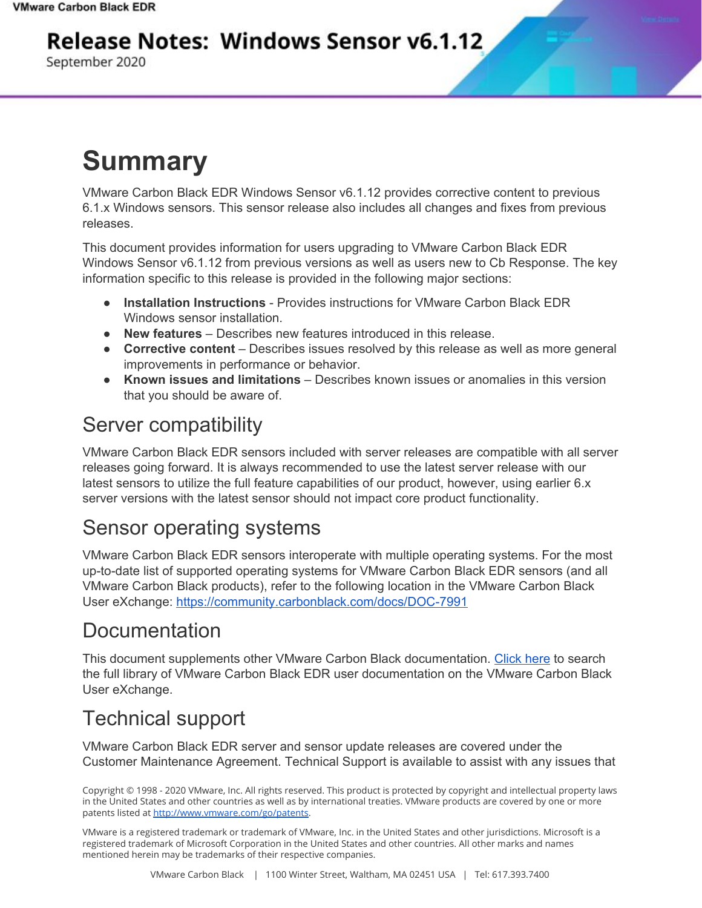# Release Notes: Windows Sensor v6.1.12

September 2020

# Summary

VMware Carbon Black EDR Windows Sensor v6.1.12 provides corrective content to previous 6.1.x Windows sensors. This sensor release also includes all changes and fixes from previous releases.

This document provides information for users upgrading to VMware Carbon Black EDR Windows Sensor v6.1.12 from previous versions as well as users new to Cb Response. The key information specific to this release is provided in the following major sections:

- **Installation Instructions** - Provides instructions for VMware Carbon Black EDR Windows sensor installation.
- **New features** – Describes new features introduced in this release.
- **Corrective content** – Describes issues resolved by this release as well as more general improvements in performance or behavior.
- **Known issues and limitations** – Describes known issues or anomalies in this version that you should be aware of.

## Server compatibility

VMware Carbon Black EDR sensors included with server releases are compatible with all server releases going forward. It is always recommended to use the latest server release with our latest sensors to utilize the full feature capabilities of our product, however, using earlier 6.x server versions with the latest sensor should not impact core product functionality.

## Sensor operating systems

VMware Carbon Black EDR sensors interoperate with multiple operating systems. For the most up-to-date list of supported operating systems for VMware Carbon Black EDR sensors (and all VMware Carbon Black products), refer to the following location in the VMware Carbon Black User eXchange: https://community.carbonblack.com/docs/DOC-7991

## Documentation

This document supplements other VMware Carbon Black documentation. Click here to search the full library of VMware Carbon Black EDR user documentation on the VMware Carbon Black User eXchange.

## Technical support

VMware Carbon Black EDR server and sensor update releases are covered under the Customer Maintenance Agreement. Technical Support is available to assist with any issues that

Copyright © 1998 - 2020 VMware, Inc. All rights reserved. This product is protected by copyright and intellectual property laws in the United States and other countries as well as by international treaties. VMware products are covered by one or more patents listed at http://www.vmware.com/go/patents.

VMware is a registered trademark or trademark of VMware, Inc. in the United States and other jurisdictions. Microsoft is a registered trademark of Microsoft Corporation in the United States and other countries. All other marks and names mentioned herein may be trademarks of their respective companies.

VMware Carbon Black | 1100 Winter Street, Waltham, MA 02451 USA | Tel: 617.393.7400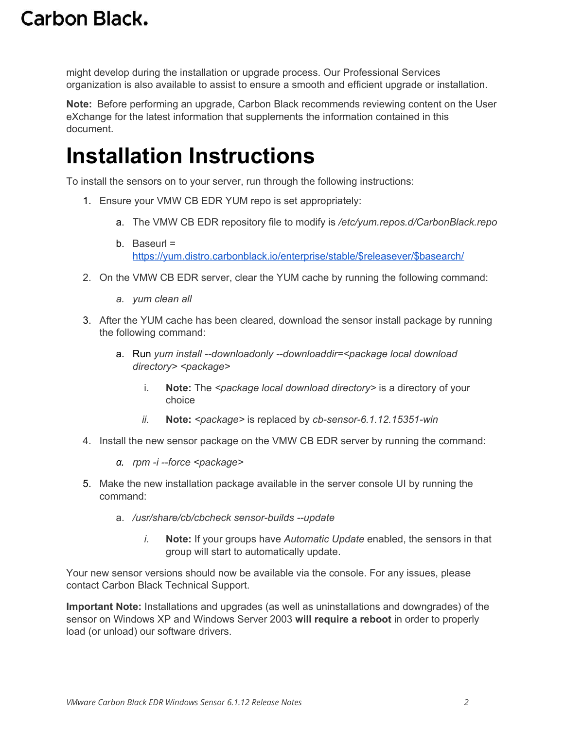might develop during the installation or upgrade process. Our Professional Services organization is also available to assist to ensure a smooth and efficient upgrade or installation.

**Note:** Before performing an upgrade, Carbon Black recommends reviewing content on the User eXchange for the latest information that supplements the information contained in this document.

# Installation Instructions

To install the sensors on to your server, run through the following instructions:

1. Ensure your VMW CB EDR YUM repo is set appropriately:
    a. The VMW CB EDR repository file to modify is */etc/yum.repos.d/CarbonBlack.repo*
    b. Baseurl = [https://yum.distro.carbonblack.io/enterprise/stable/$releasever/$basearch/](https://yum.distro.carbonblack.io/enterprise/stable/$releasever/$basearch/)
2. On the VMW CB EDR server, clear the YUM cache by running the following command:
    a. *yum clean all*
3. After the YUM cache has been cleared, download the sensor install package by running the following command:
    a. Run *yum install --downloadonly --downloaddir=<package local download directory> <package>*
        i. **Note:** The *<package local download directory>* is a directory of your choice
        ii. **Note:** *<package>* is replaced by *cb-sensor-6.1.12.15351-win*
4. Install the new sensor package on the VMW CB EDR server by running the command:
    a. *rpm -i --force <package>*
5. Make the new installation package available in the server console UI by running the command:
    a. */usr/share/cb/cbcheck sensor-builds --update*
        i. **Note:** If your groups have *Automatic Update* enabled, the sensors in that group will start to automatically update.

Your new sensor versions should now be available via the console. For any issues, please contact Carbon Black Technical Support.

**Important Note:** Installations and upgrades (as well as uninstallations and downgrades) of the sensor on Windows XP and Windows Server 2003 **will require a reboot** in order to properly load (or unload) our software drivers.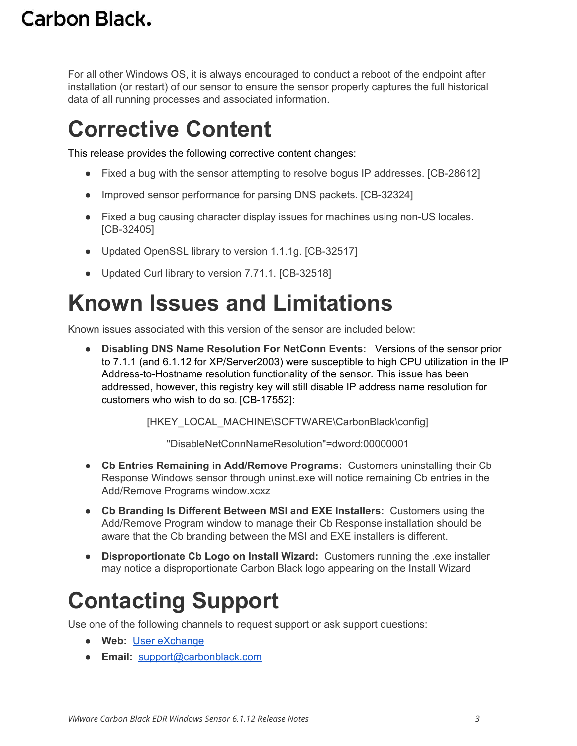For all other Windows OS, it is always encouraged to conduct a reboot of the endpoint after installation (or restart) of our sensor to ensure the sensor properly captures the full historical data of all running processes and associated information.

# Corrective Content

This release provides the following corrective content changes:

- Fixed a bug with the sensor attempting to resolve bogus IP addresses. [CB-28612]
- Improved sensor performance for parsing DNS packets. [CB-32324]
- Fixed a bug causing character display issues for machines using non-US locales. [CB-32405]
- Updated OpenSSL library to version 1.1.1g. [CB-32517]
- Updated Curl library to version 7.71.1. [CB-32518]

# Known Issues and Limitations

Known issues associated with this version of the sensor are included below:

- **Disabling DNS Name Resolution For NetConn Events:** Versions of the sensor prior to 7.1.1 (and 6.1.12 for XP/Server2003) were susceptible to high CPU utilization in the IP Address-to-Hostname resolution functionality of the sensor. This issue has been addressed, however, this registry key will still disable IP address name resolution for customers who wish to do so. [CB-17552]:

  [HKEY_LOCAL_MACHINE\SOFTWARE\CarbonBlack\config]

  "DisableNetConnNameResolution"=dword:00000001

- **Cb Entries Remaining in Add/Remove Programs:** Customers uninstalling their Cb Response Windows sensor through uninst.exe will notice remaining Cb entries in the Add/Remove Programs window.xcxz
- **Cb Branding Is Different Between MSI and EXE Installers:** Customers using the Add/Remove Program window to manage their Cb Response installation should be aware that the Cb branding between the MSI and EXE installers is different.
- **Disproportionate Cb Logo on Install Wizard:** Customers running the .exe installer may notice a disproportionate Carbon Black logo appearing on the Install Wizard

# Contacting Support

Use one of the following channels to request support or ask support questions:

- **Web:** User eXchange
- **Email:** support@carbonblack.com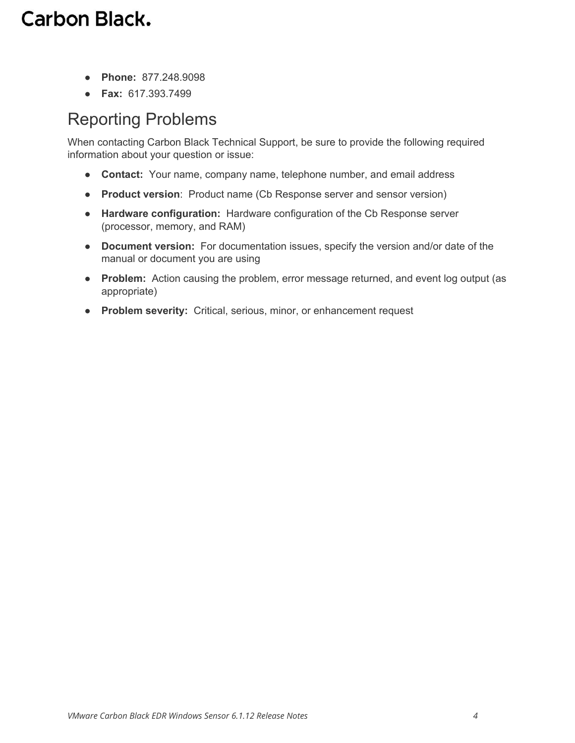- **Phone:** 877.248.9098
- **Fax:** 617.393.7499

## Reporting Problems

When contacting Carbon Black Technical Support, be sure to provide the following required information about your question or issue:

- **Contact:** Your name, company name, telephone number, and email address
- **Product version**: Product name (Cb Response server and sensor version)
- **Hardware configuration:** Hardware configuration of the Cb Response server (processor, memory, and RAM)
- **Document version:** For documentation issues, specify the version and/or date of the manual or document you are using
- **Problem:** Action causing the problem, error message returned, and event log output (as appropriate)
- **Problem severity:** Critical, serious, minor, or enhancement request